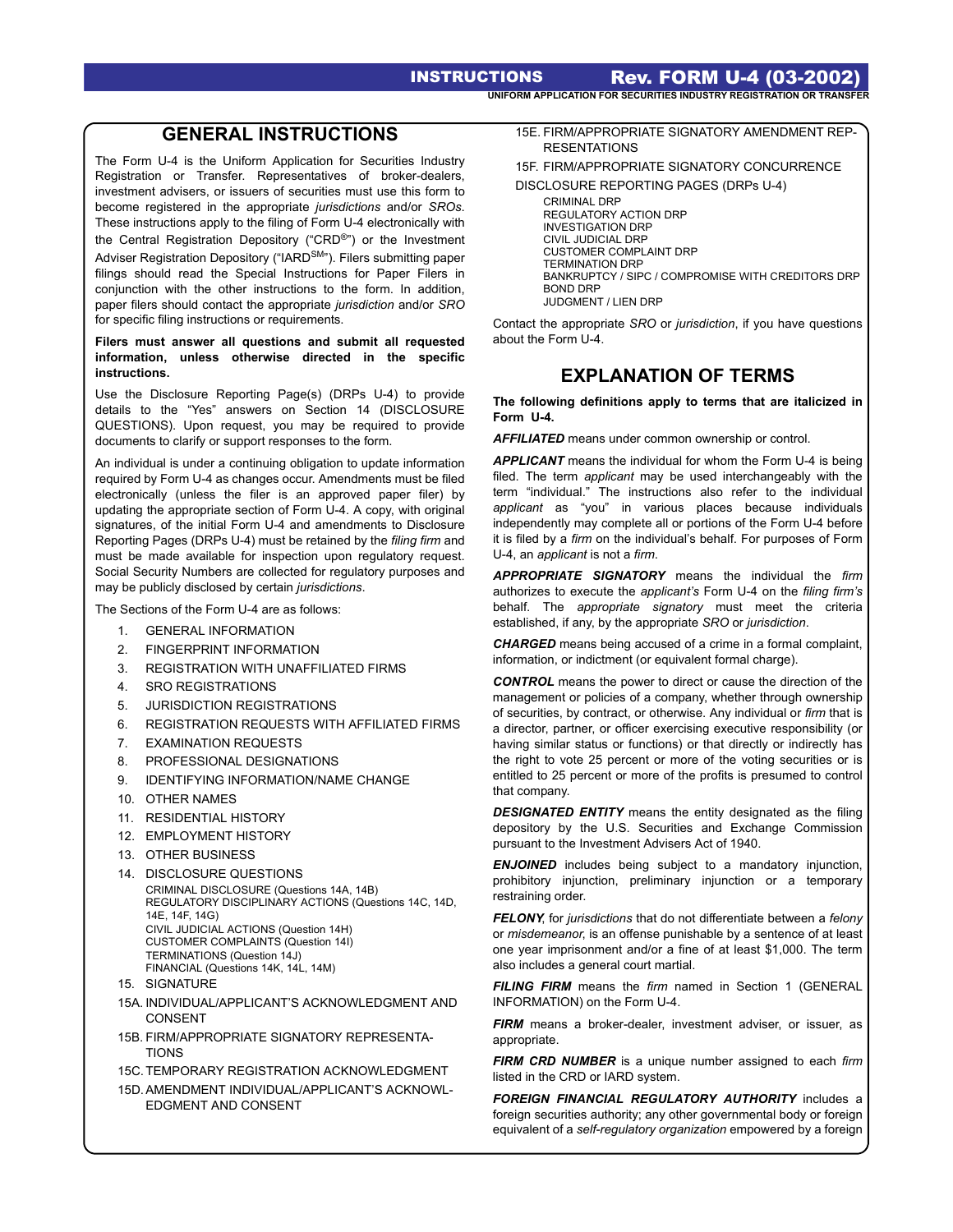# INSTRUCTIONS — Rev. FORM U-4 (03-2002)

UNIFORM APPLICATION FOR SECURITIES INDUSTRY REGISTRATION OR TRANSFER

## GENERAL INSTRUCTIONS

The Form U-4 is the Uniform Application for Securities Industry Registration or Transfer. Representatives of broker-dealers, investment advisers, or issuers of securities must use this form to become registered in the appropriate *jurisdictions* and/or *SROs*. These instructions apply to the filing of Form U-4 electronically with the Central Registration Depository ("CRD®") or the Investment Adviser Registration Depository ("IARD℠"). Filers submitting paper filings should read the Special Instructions for Paper Filers in conjunction with the other instructions to the form. In addition, paper filers should contact the appropriate *jurisdiction* and/or *SRO* for specific filing instructions or requirements.

**Filers must answer all questions and submit all requested information, unless otherwise directed in the specific instructions.**

Use the Disclosure Reporting Page(s) (DRPs U-4) to provide details to the "Yes" answers on Section 14 (DISCLOSURE QUESTIONS). Upon request, you may be required to provide documents to clarify or support responses to the form.

An individual is under a continuing obligation to update information required by Form U-4 as changes occur. Amendments must be filed electronically (unless the filer is an approved paper filer) by updating the appropriate section of Form U-4. A copy, with original signatures, of the initial Form U-4 and amendments to Disclosure Reporting Pages (DRPs U-4) must be retained by the *filing firm* and must be made available for inspection upon regulatory request. Social Security Numbers are collected for regulatory purposes and may be publicly disclosed by certain *jurisdictions*.

The Sections of the Form U-4 are as follows:

1. GENERAL INFORMATION
2. FINGERPRINT INFORMATION
3. REGISTRATION WITH UNAFFILIATED FIRMS
4. SRO REGISTRATIONS
5. JURISDICTION REGISTRATIONS
6. REGISTRATION REQUESTS WITH AFFILIATED FIRMS
7. EXAMINATION REQUESTS
8. PROFESSIONAL DESIGNATIONS
9. IDENTIFYING INFORMATION/NAME CHANGE
10. OTHER NAMES
11. RESIDENTIAL HISTORY
12. EMPLOYMENT HISTORY
13. OTHER BUSINESS
14. DISCLOSURE QUESTIONS
    - CRIMINAL DISCLOSURE (Questions 14A, 14B)
    - REGULATORY DISCIPLINARY ACTIONS (Questions 14C, 14D, 14E, 14F, 14G)
    - CIVIL JUDICIAL ACTIONS (Question 14H)
    - CUSTOMER COMPLAINTS (Question 14I)
    - TERMINATIONS (Question 14J)
    - FINANCIAL (Questions 14K, 14L, 14M)
15. SIGNATURE

15A. INDIVIDUAL/APPLICANT'S ACKNOWLEDGMENT AND CONSENT

15B. FIRM/APPROPRIATE SIGNATORY REPRESENTATIONS

15C. TEMPORARY REGISTRATION ACKNOWLEDGMENT

15D. AMENDMENT INDIVIDUAL/APPLICANT'S ACKNOWLEDGMENT AND CONSENT

15E. FIRM/APPROPRIATE SIGNATORY AMENDMENT REPRESENTATIONS

15F. FIRM/APPROPRIATE SIGNATORY CONCURRENCE

DISCLOSURE REPORTING PAGES (DRPs U-4)

- CRIMINAL DRP
- REGULATORY ACTION DRP
- INVESTIGATION DRP
- CIVIL JUDICIAL DRP
- CUSTOMER COMPLAINT DRP
- TERMINATION DRP
- BANKRUPTCY / SIPC / COMPROMISE WITH CREDITORS DRP
- BOND DRP
- JUDGMENT / LIEN DRP

Contact the appropriate *SRO* or *jurisdiction*, if you have questions about the Form U-4.

## EXPLANATION OF TERMS

**The following definitions apply to terms that are italicized in Form U-4.**

***AFFILIATED*** means under common ownership or control.

***APPLICANT*** means the individual for whom the Form U-4 is being filed. The term *applicant* may be used interchangeably with the term "individual." The instructions also refer to the individual *applicant* as "you" in various places because individuals independently may complete all or portions of the Form U-4 before it is filed by a *firm* on the individual's behalf. For purposes of Form U-4, an *applicant* is not a *firm.*

***APPROPRIATE SIGNATORY*** means the individual the *firm* authorizes to execute the *applicant's* Form U-4 on the *filing firm's* behalf. The *appropriate signatory* must meet the criteria established, if any, by the appropriate *SRO* or *jurisdiction*.

***CHARGED*** means being accused of a crime in a formal complaint, information, or indictment (or equivalent formal charge).

***CONTROL*** means the power to direct or cause the direction of the management or policies of a company, whether through ownership of securities, by contract, or otherwise. Any individual or *firm* that is a director, partner, or officer exercising executive responsibility (or having similar status or functions) or that directly or indirectly has the right to vote 25 percent or more of the voting securities or is entitled to 25 percent or more of the profits is presumed to control that company.

***DESIGNATED ENTITY*** means the entity designated as the filing depository by the U.S. Securities and Exchange Commission pursuant to the Investment Advisers Act of 1940.

***ENJOINED*** includes being subject to a mandatory injunction, prohibitory injunction, preliminary injunction or a temporary restraining order.

***FELONY***, for *jurisdictions* that do not differentiate between a *felony* or *misdemeanor,* is an offense punishable by a sentence of at least one year imprisonment and/or a fine of at least $1,000. The term also includes a general court martial.

***FILING FIRM*** means the *firm* named in Section 1 (GENERAL INFORMATION) on the Form U-4.

***FIRM*** means a broker-dealer, investment adviser, or issuer, as appropriate.

***FIRM CRD NUMBER*** is a unique number assigned to each *firm* listed in the CRD or IARD system.

***FOREIGN FINANCIAL REGULATORY AUTHORITY*** includes a foreign securities authority; any other governmental body or foreign equivalent of a *self-regulatory organization* empowered by a foreign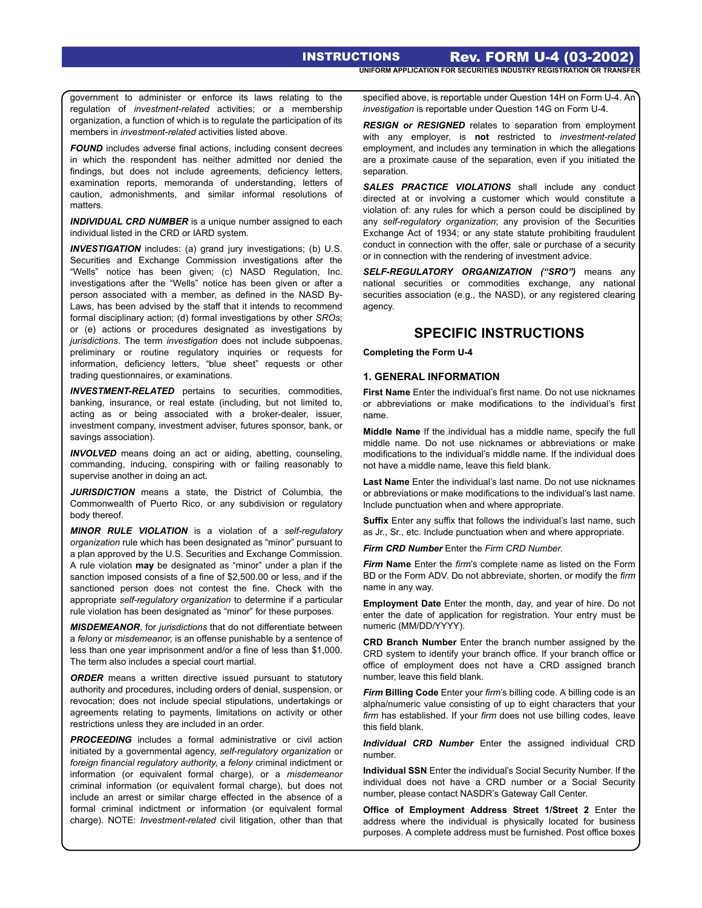government to administer or enforce its laws relating to the regulation of *investment-related* activities; or a membership organization, a function of which is to regulate the participation of its members in *investment-related* activities listed above.

***FOUND*** includes adverse final actions, including consent decrees in which the respondent has neither admitted nor denied the findings, but does not include agreements, deficiency letters, examination reports, memoranda of understanding, letters of caution, admonishments, and similar informal resolutions of matters.

***INDIVIDUAL CRD NUMBER*** is a unique number assigned to each individual listed in the CRD or IARD system.

***INVESTIGATION*** includes: (a) grand jury investigations; (b) U.S. Securities and Exchange Commission investigations after the "Wells" notice has been given; (c) NASD Regulation, Inc. investigations after the "Wells" notice has been given or after a person associated with a member, as defined in the NASD By-Laws, has been advised by the staff that it intends to recommend formal disciplinary action; (d) formal investigations by other *SROs*; or (e) actions or procedures designated as investigations by *jurisdictions*. The term *investigation* does not include subpoenas, preliminary or routine regulatory inquiries or requests for information, deficiency letters, "blue sheet" requests or other trading questionnaires, or examinations.

***INVESTMENT-RELATED*** pertains to securities, commodities, banking, insurance, or real estate (including, but not limited to, acting as or being associated with a broker-dealer, issuer, investment company, investment adviser, futures sponsor, bank, or savings association).

***INVOLVED*** means doing an act or aiding, abetting, counseling, commanding, inducing, conspiring with or failing reasonably to supervise another in doing an act.

***JURISDICTION*** means a state, the District of Columbia, the Commonwealth of Puerto Rico, or any subdivision or regulatory body thereof.

***MINOR RULE VIOLATION*** is a violation of a *self-regulatory organization* rule which has been designated as "minor" pursuant to a plan approved by the U.S. Securities and Exchange Commission. A rule violation **may** be designated as "minor" under a plan if the sanction imposed consists of a fine of $2,500.00 or less, and if the sanctioned person does not contest the fine. Check with the appropriate *self-regulatory organization* to determine if a particular rule violation has been designated as "minor" for these purposes.

***MISDEMEANOR***, for *jurisdictions* that do not differentiate between a *felony* or *misdemeanor,* is an offense punishable by a sentence of less than one year imprisonment and/or a fine of less than $1,000. The term also includes a special court martial.

***ORDER*** means a written directive issued pursuant to statutory authority and procedures, including orders of denial, suspension, or revocation; does not include special stipulations, undertakings or agreements relating to payments, limitations on activity or other restrictions unless they are included in an order.

***PROCEEDING*** includes a formal administrative or civil action initiated by a governmental agency, *self-regulatory organization* or *foreign financial regulatory authority*, a *felony* criminal indictment or information (or equivalent formal charge), or a *misdemeanor* criminal information (or equivalent formal charge), but does not include an arrest or similar charge effected in the absence of a formal criminal indictment or information (or equivalent formal charge). NOTE: *Investment-related* civil litigation, other than that specified above, is reportable under Question 14H on Form U-4. An *investigation* is reportable under Question 14G on Form U-4.

***RESIGN or RESIGNED*** relates to separation from employment with any employer, is **not** restricted to *investment-related* employment, and includes any termination in which the allegations are a proximate cause of the separation, even if you initiated the separation.

***SALES PRACTICE VIOLATIONS*** shall include any conduct directed at or involving a customer which would constitute a violation of: any rules for which a person could be disciplined by any *self-regulatory organization*; any provision of the Securities Exchange Act of 1934; or any state statute prohibiting fraudulent conduct in connection with the offer, sale or purchase of a security or in connection with the rendering of investment advice.

***SELF-REGULATORY ORGANIZATION ("SRO")*** means any national securities or commodities exchange, any national securities association (e.g., the NASD), or any registered clearing agency.

## SPECIFIC INSTRUCTIONS

**Completing the Form U-4**

### 1. GENERAL INFORMATION

**First Name** Enter the individual's first name. Do not use nicknames or abbreviations or make modifications to the individual's first name.

**Middle Name** If the individual has a middle name, specify the full middle name. Do not use nicknames or abbreviations or make modifications to the individual's middle name. If the individual does not have a middle name, leave this field blank.

**Last Name** Enter the individual's last name. Do not use nicknames or abbreviations or make modifications to the individual's last name. Include punctuation when and where appropriate.

**Suffix** Enter any suffix that follows the individual's last name, such as Jr., Sr., etc. Include punctuation when and where appropriate.

***Firm CRD Number*** Enter the *Firm CRD Number.*

***Firm* Name** Enter the *firm*'s complete name as listed on the Form BD or the Form ADV. Do not abbreviate, shorten, or modify the *firm* name in any way.

**Employment Date** Enter the month, day, and year of hire. Do not enter the date of application for registration. Your entry must be numeric (MM/DD/YYYY).

**CRD Branch Number** Enter the branch number assigned by the CRD system to identify your branch office. If your branch office or office of employment does not have a CRD assigned branch number, leave this field blank.

***Firm* Billing Code** Enter your *firm*'s billing code. A billing code is an alpha/numeric value consisting of up to eight characters that your *firm* has established. If your *firm* does not use billing codes, leave this field blank.

***Individual CRD Number*** Enter the assigned individual CRD number.

**Individual SSN** Enter the individual's Social Security Number. If the individual does not have a CRD number or a Social Security number, please contact NASDR's Gateway Call Center.

**Office of Employment Address Street 1/Street 2** Enter the address where the individual is physically located for business purposes. A complete address must be furnished. Post office boxes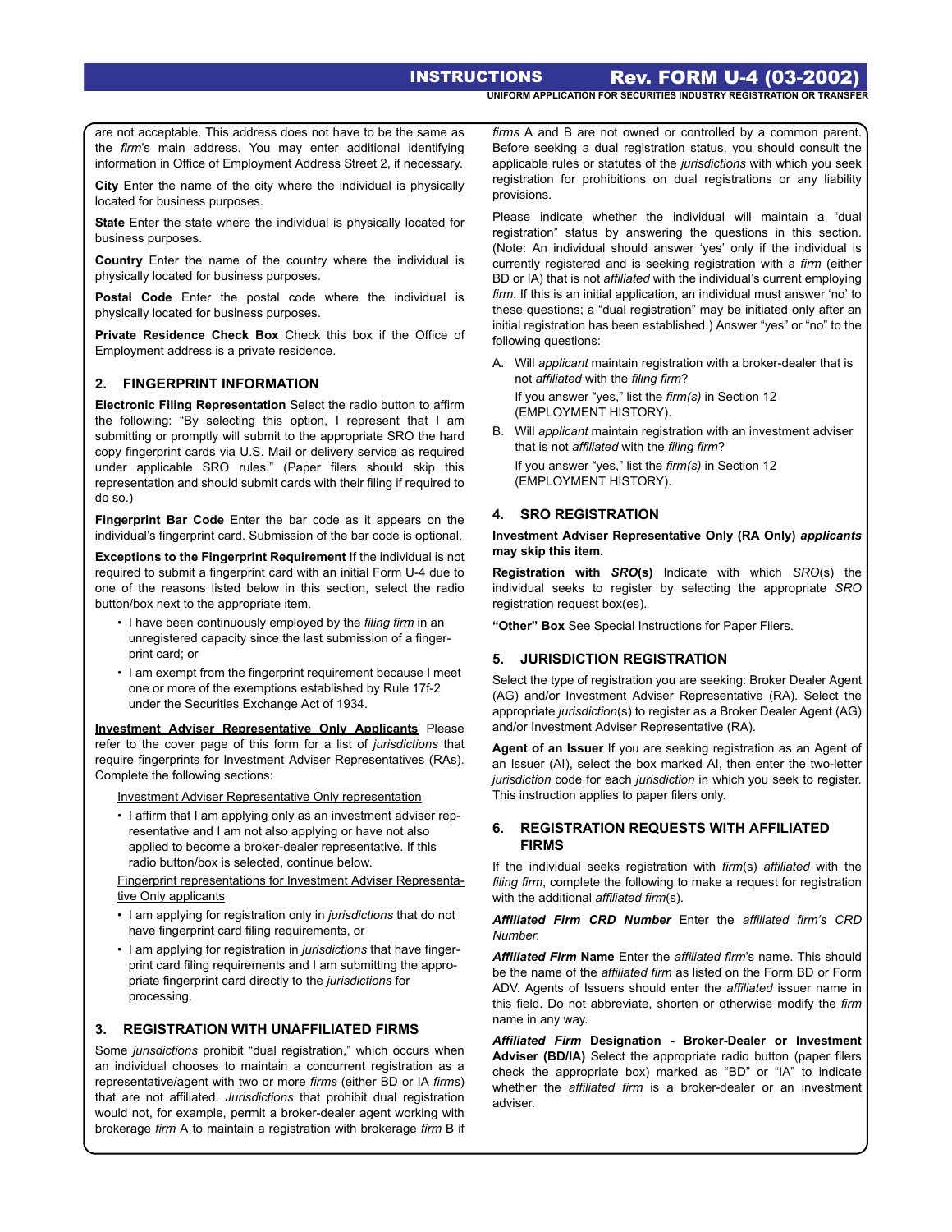are not acceptable. This address does not have to be the same as the *firm*'s main address. You may enter additional identifying information in Office of Employment Address Street 2, if necessary.

**City** Enter the name of the city where the individual is physically located for business purposes.

**State** Enter the state where the individual is physically located for business purposes.

**Country** Enter the name of the country where the individual is physically located for business purposes.

**Postal Code** Enter the postal code where the individual is physically located for business purposes.

**Private Residence Check Box** Check this box if the Office of Employment address is a private residence.

## 2. FINGERPRINT INFORMATION

**Electronic Filing Representation** Select the radio button to affirm the following: "By selecting this option, I represent that I am submitting or promptly will submit to the appropriate SRO the hard copy fingerprint cards via U.S. Mail or delivery service as required under applicable SRO rules." (Paper filers should skip this representation and should submit cards with their filing if required to do so.)

**Fingerprint Bar Code** Enter the bar code as it appears on the individual's fingerprint card. Submission of the bar code is optional.

**Exceptions to the Fingerprint Requirement** If the individual is not required to submit a fingerprint card with an initial Form U-4 due to one of the reasons listed below in this section, select the radio button/box next to the appropriate item.

- I have been continuously employed by the *filing firm* in an unregistered capacity since the last submission of a fingerprint card; or
- I am exempt from the fingerprint requirement because I meet one or more of the exemptions established by Rule 17f-2 under the Securities Exchange Act of 1934.

**Investment Adviser Representative Only Applicants** Please refer to the cover page of this form for a list of *jurisdictions* that require fingerprints for Investment Adviser Representatives (RAs). Complete the following sections:

Investment Adviser Representative Only representation

- I affirm that I am applying only as an investment adviser representative and I am not also applying or have not also applied to become a broker-dealer representative. If this radio button/box is selected, continue below.

Fingerprint representations for Investment Adviser Representative Only applicants

- I am applying for registration only in *jurisdictions* that do not have fingerprint card filing requirements, or
- I am applying for registration in *jurisdictions* that have fingerprint card filing requirements and I am submitting the appropriate fingerprint card directly to the *jurisdictions* for processing.

## 3. REGISTRATION WITH UNAFFILIATED FIRMS

Some *jurisdictions* prohibit "dual registration," which occurs when an individual chooses to maintain a concurrent registration as a representative/agent with two or more *firms* (either BD or IA *firms*) that are not affiliated. *Jurisdictions* that prohibit dual registration would not, for example, permit a broker-dealer agent working with brokerage *firm* A to maintain a registration with brokerage *firm* B if *firms* A and B are not owned or controlled by a common parent. Before seeking a dual registration status, you should consult the applicable rules or statutes of the *jurisdictions* with which you seek registration for prohibitions on dual registrations or any liability provisions.

Please indicate whether the individual will maintain a "dual registration" status by answering the questions in this section. (Note: An individual should answer 'yes' only if the individual is currently registered and is seeking registration with a *firm* (either BD or IA) that is not *affiliated* with the individual's current employing *firm*. If this is an initial application, an individual must answer 'no' to these questions; a "dual registration" may be initiated only after an initial registration has been established.) Answer "yes" or "no" to the following questions:

A. Will *applicant* maintain registration with a broker-dealer that is not *affiliated* with the *filing firm*?
   If you answer "yes," list the *firm(s)* in Section 12 (EMPLOYMENT HISTORY).

B. Will *applicant* maintain registration with an investment adviser that is not *affiliated* with the *filing firm*?
   If you answer "yes," list the *firm(s)* in Section 12 (EMPLOYMENT HISTORY).

## 4. SRO REGISTRATION

**Investment Adviser Representative Only (RA Only) *applicants* may skip this item.**

**Registration with *SRO*(s)** Indicate with which *SRO*(s) the individual seeks to register by selecting the appropriate *SRO* registration request box(es).

**"Other" Box** See Special Instructions for Paper Filers.

## 5. JURISDICTION REGISTRATION

Select the type of registration you are seeking: Broker Dealer Agent (AG) and/or Investment Adviser Representative (RA). Select the appropriate *jurisdiction*(s) to register as a Broker Dealer Agent (AG) and/or Investment Adviser Representative (RA).

**Agent of an Issuer** If you are seeking registration as an Agent of an Issuer (AI), select the box marked AI, then enter the two-letter *jurisdiction* code for each *jurisdiction* in which you seek to register. This instruction applies to paper filers only.

## 6. REGISTRATION REQUESTS WITH AFFILIATED FIRMS

If the individual seeks registration with *firm*(s) *affiliated* with the *filing firm*, complete the following to make a request for registration with the additional *affiliated firm*(s).

***Affiliated Firm* CRD Number** Enter the *affiliated firm's CRD Number.*

***Affiliated Firm* Name** Enter the *affiliated firm*'s name. This should be the name of the *affiliated firm* as listed on the Form BD or Form ADV. Agents of Issuers should enter the *affiliated* issuer name in this field. Do not abbreviate, shorten or otherwise modify the *firm* name in any way.

***Affiliated Firm* Designation - Broker-Dealer or Investment Adviser (BD/IA)** Select the appropriate radio button (paper filers check the appropriate box) marked as "BD" or "IA" to indicate whether the *affiliated firm* is a broker-dealer or an investment adviser.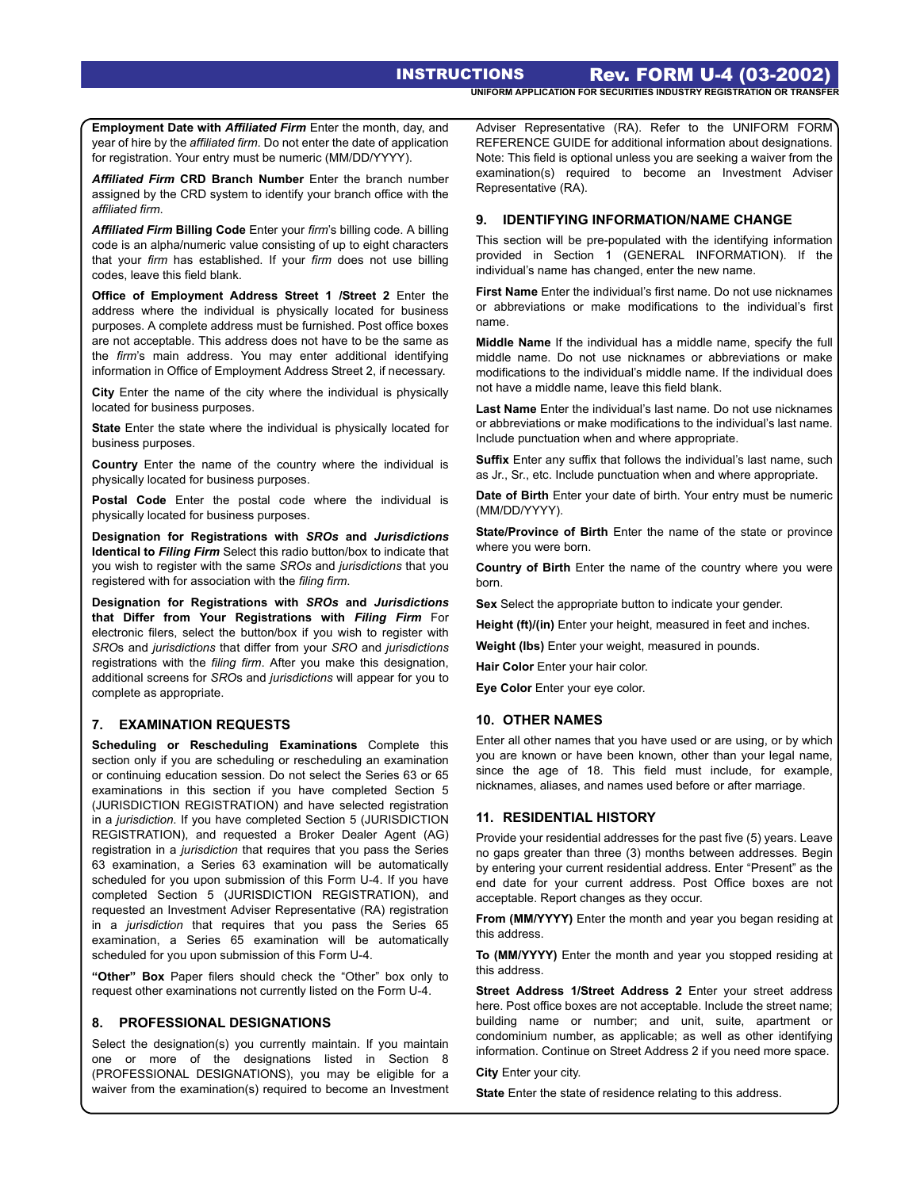**Employment Date with *Affiliated Firm*** Enter the month, day, and year of hire by the *affiliated firm*. Do not enter the date of application for registration. Your entry must be numeric (MM/DD/YYYY).

***Affiliated Firm* CRD Branch Number** Enter the branch number assigned by the CRD system to identify your branch office with the *affiliated firm*.

***Affiliated Firm* Billing Code** Enter your *firm*'s billing code. A billing code is an alpha/numeric value consisting of up to eight characters that your *firm* has established. If your *firm* does not use billing codes, leave this field blank.

**Office of Employment Address Street 1 /Street 2** Enter the address where the individual is physically located for business purposes. A complete address must be furnished. Post office boxes are not acceptable. This address does not have to be the same as the *firm*'s main address. You may enter additional identifying information in Office of Employment Address Street 2, if necessary.

**City** Enter the name of the city where the individual is physically located for business purposes.

**State** Enter the state where the individual is physically located for business purposes.

**Country** Enter the name of the country where the individual is physically located for business purposes.

**Postal Code** Enter the postal code where the individual is physically located for business purposes.

**Designation for Registrations with *SROs* and *Jurisdictions* Identical to *Filing Firm*** Select this radio button/box to indicate that you wish to register with the same *SROs* and *jurisdictions* that you registered with for association with the *filing firm*.

**Designation for Registrations with *SROs* and *Jurisdictions* that Differ from Your Registrations with *Filing Firm*** For electronic filers, select the button/box if you wish to register with *SRO*s and *jurisdictions* that differ from your *SRO* and *jurisdictions* registrations with the *filing firm*. After you make this designation, additional screens for *SRO*s and *jurisdictions* will appear for you to complete as appropriate.

## 7. EXAMINATION REQUESTS

**Scheduling or Rescheduling Examinations** Complete this section only if you are scheduling or rescheduling an examination or continuing education session. Do not select the Series 63 or 65 examinations in this section if you have completed Section 5 (JURISDICTION REGISTRATION) and have selected registration in a *jurisdiction*. If you have completed Section 5 (JURISDICTION REGISTRATION), and requested a Broker Dealer Agent (AG) registration in a *jurisdiction* that requires that you pass the Series 63 examination, a Series 63 examination will be automatically scheduled for you upon submission of this Form U-4. If you have completed Section 5 (JURISDICTION REGISTRATION), and requested an Investment Adviser Representative (RA) registration in a *jurisdiction* that requires that you pass the Series 65 examination, a Series 65 examination will be automatically scheduled for you upon submission of this Form U-4.

**"Other" Box** Paper filers should check the "Other" box only to request other examinations not currently listed on the Form U-4.

## 8. PROFESSIONAL DESIGNATIONS

Select the designation(s) you currently maintain. If you maintain one or more of the designations listed in Section 8 (PROFESSIONAL DESIGNATIONS), you may be eligible for a waiver from the examination(s) required to become an Investment Adviser Representative (RA). Refer to the UNIFORM FORM REFERENCE GUIDE for additional information about designations. Note: This field is optional unless you are seeking a waiver from the examination(s) required to become an Investment Adviser Representative (RA).

## 9. IDENTIFYING INFORMATION/NAME CHANGE

This section will be pre-populated with the identifying information provided in Section 1 (GENERAL INFORMATION). If the individual's name has changed, enter the new name.

**First Name** Enter the individual's first name. Do not use nicknames or abbreviations or make modifications to the individual's first name.

**Middle Name** If the individual has a middle name, specify the full middle name. Do not use nicknames or abbreviations or make modifications to the individual's middle name. If the individual does not have a middle name, leave this field blank.

**Last Name** Enter the individual's last name. Do not use nicknames or abbreviations or make modifications to the individual's last name. Include punctuation when and where appropriate.

**Suffix** Enter any suffix that follows the individual's last name, such as Jr., Sr., etc. Include punctuation when and where appropriate.

**Date of Birth** Enter your date of birth. Your entry must be numeric (MM/DD/YYYY).

**State/Province of Birth** Enter the name of the state or province where you were born.

**Country of Birth** Enter the name of the country where you were born.

**Sex** Select the appropriate button to indicate your gender.

**Height (ft)/(in)** Enter your height, measured in feet and inches.

**Weight (lbs)** Enter your weight, measured in pounds.

**Hair Color** Enter your hair color.

**Eye Color** Enter your eye color.

## 10. OTHER NAMES

Enter all other names that you have used or are using, or by which you are known or have been known, other than your legal name, since the age of 18. This field must include, for example, nicknames, aliases, and names used before or after marriage.

## 11. RESIDENTIAL HISTORY

Provide your residential addresses for the past five (5) years. Leave no gaps greater than three (3) months between addresses. Begin by entering your current residential address. Enter "Present" as the end date for your current address. Post Office boxes are not acceptable. Report changes as they occur.

**From (MM/YYYY)** Enter the month and year you began residing at this address.

**To (MM/YYYY)** Enter the month and year you stopped residing at this address.

**Street Address 1/Street Address 2** Enter your street address here. Post office boxes are not acceptable. Include the street name; building name or number; and unit, suite, apartment or condominium number, as applicable; as well as other identifying information. Continue on Street Address 2 if you need more space.

**City** Enter your city.

**State** Enter the state of residence relating to this address.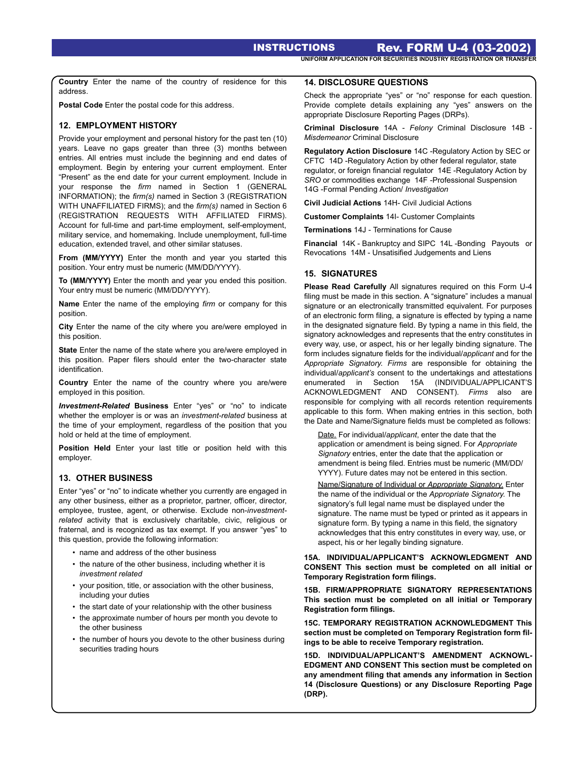**Country** Enter the name of the country of residence for this address.

**Postal Code** Enter the postal code for this address.

## 12. EMPLOYMENT HISTORY

Provide your employment and personal history for the past ten (10) years. Leave no gaps greater than three (3) months between entries. All entries must include the beginning and end dates of employment. Begin by entering your current employment. Enter "Present" as the end date for your current employment. Include in your response the *firm* named in Section 1 (GENERAL INFORMATION); the *firm(s)* named in Section 3 (REGISTRATION WITH UNAFFILIATED FIRMS); and the *firm(s)* named in Section 6 (REGISTRATION REQUESTS WITH AFFILIATED FIRMS). Account for full-time and part-time employment, self-employment, military service, and homemaking. Include unemployment, full-time education, extended travel, and other similar statuses.

**From (MM/YYYY)** Enter the month and year you started this position. Your entry must be numeric (MM/DD/YYYY).

**To (MM/YYYY)** Enter the month and year you ended this position. Your entry must be numeric (MM/DD/YYYY).

**Name** Enter the name of the employing *firm* or company for this position.

**City** Enter the name of the city where you are/were employed in this position.

**State** Enter the name of the state where you are/were employed in this position. Paper filers should enter the two-character state identification.

**Country** Enter the name of the country where you are/were employed in this position.

***Investment-Related* Business** Enter "yes" or "no" to indicate whether the employer is or was an *investment-related* business at the time of your employment, regardless of the position that you hold or held at the time of employment.

**Position Held** Enter your last title or position held with this employer.

## 13. OTHER BUSINESS

Enter "yes" or "no" to indicate whether you currently are engaged in any other business, either as a proprietor, partner, officer, director, employee, trustee, agent, or otherwise. Exclude non-*investment-related* activity that is exclusively charitable, civic, religious or fraternal, and is recognized as tax exempt. If you answer "yes" to this question, provide the following information:

- name and address of the other business
- the nature of the other business, including whether it is *investment related*
- your position, title, or association with the other business, including your duties
- the start date of your relationship with the other business
- the approximate number of hours per month you devote to the other business
- the number of hours you devote to the other business during securities trading hours

## 14. DISCLOSURE QUESTIONS

Check the appropriate "yes" or "no" response for each question. Provide complete details explaining any "yes" answers on the appropriate Disclosure Reporting Pages (DRPs).

**Criminal Disclosure** 14A - *Felony* Criminal Disclosure 14B - *Misdemeanor* Criminal Disclosure

**Regulatory Action Disclosure** 14C -Regulatory Action by SEC or CFTC 14D -Regulatory Action by other federal regulator, state regulator, or foreign financial regulator 14E -Regulatory Action by *SRO* or commodities exchange 14F -Professional Suspension 14G -Formal Pending Action/ *Investigation*

**Civil Judicial Actions** 14H- Civil Judicial Actions

**Customer Complaints** 14I- Customer Complaints

**Terminations** 14J - Terminations for Cause

**Financial** 14K - Bankruptcy and SIPC 14L -Bonding Payouts or Revocations 14M - Unsatisified Judgements and Liens

## 15. SIGNATURES

**Please Read Carefully** All signatures required on this Form U-4 filing must be made in this section. A "signature" includes a manual signature or an electronically transmitted equivalent. For purposes of an electronic form filing, a signature is effected by typing a name in the designated signature field. By typing a name in this field, the signatory acknowledges and represents that the entry constitutes in every way, use, or aspect, his or her legally binding signature. The form includes signature fields for the individual/*applicant* and for the *Appropriate Signatory. Firms* are responsible for obtaining the individual/*applicant's* consent to the undertakings and attestations enumerated in Section 15A (INDIVIDUAL/APPLICANT'S ACKNOWLEDGMENT AND CONSENT). *Firms* also are responsible for complying with all records retention requirements applicable to this form. When making entries in this section, both the Date and Name/Signature fields must be completed as follows:

> Date. For individual/*applicant*, enter the date that the application or amendment is being signed. For *Appropriate Signatory* entries, enter the date that the application or amendment is being filed. Entries must be numeric (MM/DD/YYYY). Future dates may not be entered in this section.
>
> Name/Signature of Individual or *Appropriate Signatory.* Enter the name of the individual or the *Appropriate Signatory.* The signatory's full legal name must be displayed under the signature. The name must be typed or printed as it appears in signature form. By typing a name in this field, the signatory acknowledges that this entry constitutes in every way, use, or aspect, his or her legally binding signature.

**15A. INDIVIDUAL/APPLICANT'S ACKNOWLEDGMENT AND CONSENT This section must be completed on all initial or Temporary Registration form filings.**

**15B. FIRM/APPROPRIATE SIGNATORY REPRESENTATIONS This section must be completed on all initial or Temporary Registration form filings.**

**15C. TEMPORARY REGISTRATION ACKNOWLEDGMENT This section must be completed on Temporary Registration form filings to be able to receive Temporary registration.**

**15D. INDIVIDUAL/APPLICANT'S AMENDMENT ACKNOWLEDGMENT AND CONSENT This section must be completed on any amendment filing that amends any information in Section 14 (Disclosure Questions) or any Disclosure Reporting Page (DRP).**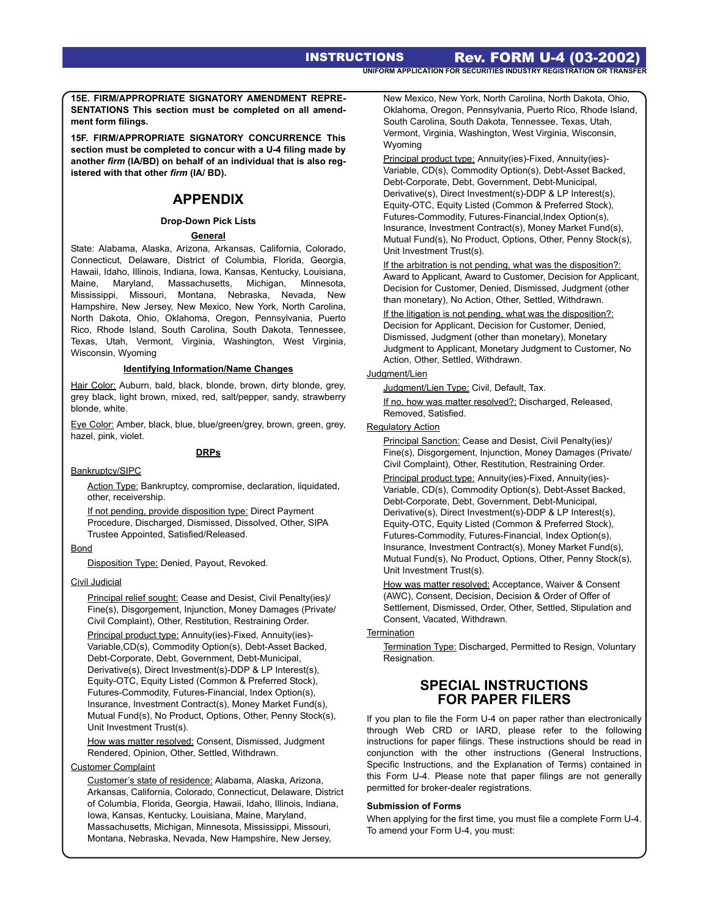**15E. FIRM/APPROPRIATE SIGNATORY AMENDMENT REPRESENTATIONS This section must be completed on all amendment form filings.**

**15F. FIRM/APPROPRIATE SIGNATORY CONCURRENCE This section must be completed to concur with a U-4 filing made by another *firm* (IA/BD) on behalf of an individual that is also registered with that other *firm* (IA/ BD).**

## APPENDIX

### Drop-Down Pick Lists

#### General

State: Alabama, Alaska, Arizona, Arkansas, California, Colorado, Connecticut, Delaware, District of Columbia, Florida, Georgia, Hawaii, Idaho, Illinois, Indiana, Iowa, Kansas, Kentucky, Louisiana, Maine, Maryland, Massachusetts, Michigan, Minnesota, Mississippi, Missouri, Montana, Nebraska, Nevada, New Hampshire, New Jersey, New Mexico, New York, North Carolina, North Dakota, Ohio, Oklahoma, Oregon, Pennsylvania, Puerto Rico, Rhode Island, South Carolina, South Dakota, Tennessee, Texas, Utah, Vermont, Virginia, Washington, West Virginia, Wisconsin, Wyoming

#### Identifying Information/Name Changes

Hair Color: Auburn, bald, black, blonde, brown, dirty blonde, grey, grey black, light brown, mixed, red, salt/pepper, sandy, strawberry blonde, white.

Eye Color: Amber, black, blue, blue/green/grey, brown, green, grey, hazel, pink, violet.

#### DRPs

Bankruptcy/SIPC

Action Type: Bankruptcy, compromise, declaration, liquidated, other, receivership.

If not pending, provide disposition type: Direct Payment Procedure, Discharged, Dismissed, Dissolved, Other, SIPA Trustee Appointed, Satisfied/Released.

Bond

Disposition Type: Denied, Payout, Revoked.

Civil Judicial

Principal relief sought: Cease and Desist, Civil Penalty(ies)/ Fine(s), Disgorgement, Injunction, Money Damages (Private/ Civil Complaint), Other, Restitution, Restraining Order.

Principal product type: Annuity(ies)-Fixed, Annuity(ies)-Variable,CD(s), Commodity Option(s), Debt-Asset Backed, Debt-Corporate, Debt, Government, Debt-Municipal, Derivative(s), Direct Investment(s)-DDP & LP Interest(s), Equity-OTC, Equity Listed (Common & Preferred Stock), Futures-Commodity, Futures-Financial, Index Option(s), Insurance, Investment Contract(s), Money Market Fund(s), Mutual Fund(s), No Product, Options, Other, Penny Stock(s), Unit Investment Trust(s).

How was matter resolved: Consent, Dismissed, Judgment Rendered, Opinion, Other, Settled, Withdrawn.

Customer Complaint

Customer's state of residence: Alabama, Alaska, Arizona, Arkansas, California, Colorado, Connecticut, Delaware, District of Columbia, Florida, Georgia, Hawaii, Idaho, Illinois, Indiana, Iowa, Kansas, Kentucky, Louisiana, Maine, Maryland, Massachusetts, Michigan, Minnesota, Mississippi, Missouri, Montana, Nebraska, Nevada, New Hampshire, New Jersey, New Mexico, New York, North Carolina, North Dakota, Ohio, Oklahoma, Oregon, Pennsylvania, Puerto Rico, Rhode Island, South Carolina, South Dakota, Tennessee, Texas, Utah, Vermont, Virginia, Washington, West Virginia, Wisconsin, Wyoming

Principal product type: Annuity(ies)-Fixed, Annuity(ies)-Variable, CD(s), Commodity Option(s), Debt-Asset Backed, Debt-Corporate, Debt, Government, Debt-Municipal, Derivative(s), Direct Investment(s)-DDP & LP Interest(s), Equity-OTC, Equity Listed (Common & Preferred Stock), Futures-Commodity, Futures-Financial,Index Option(s), Insurance, Investment Contract(s), Money Market Fund(s), Mutual Fund(s), No Product, Options, Other, Penny Stock(s), Unit Investment Trust(s).

If the arbitration is not pending, what was the disposition?: Award to Applicant, Award to Customer, Decision for Applicant, Decision for Customer, Denied, Dismissed, Judgment (other than monetary), No Action, Other, Settled, Withdrawn.

If the litigation is not pending, what was the disposition?: Decision for Applicant, Decision for Customer, Denied, Dismissed, Judgment (other than monetary), Monetary Judgment to Applicant, Monetary Judgment to Customer, No Action, Other, Settled, Withdrawn.

Judgment/Lien

Judgment/Lien Type: Civil, Default, Tax.

If no, how was matter resolved?: Discharged, Released, Removed, Satisfied.

Regulatory Action

Principal Sanction: Cease and Desist, Civil Penalty(ies)/ Fine(s), Disgorgement, Injunction, Money Damages (Private/ Civil Complaint), Other, Restitution, Restraining Order.

Principal product type: Annuity(ies)-Fixed, Annuity(ies)-Variable, CD(s), Commodity Option(s), Debt-Asset Backed, Debt-Corporate, Debt, Government, Debt-Municipal, Derivative(s), Direct Investment(s)-DDP & LP Interest(s), Equity-OTC, Equity Listed (Common & Preferred Stock), Futures-Commodity, Futures-Financial, Index Option(s), Insurance, Investment Contract(s), Money Market Fund(s), Mutual Fund(s), No Product, Options, Other, Penny Stock(s), Unit Investment Trust(s).

How was matter resolved: Acceptance, Waiver & Consent (AWC), Consent, Decision, Decision & Order of Offer of Settlement, Dismissed, Order, Other, Settled, Stipulation and Consent, Vacated, Withdrawn.

Termination

Termination Type: Discharged, Permitted to Resign, Voluntary Resignation.

## SPECIAL INSTRUCTIONS FOR PAPER FILERS

If you plan to file the Form U-4 on paper rather than electronically through Web CRD or IARD, please refer to the following instructions for paper filings. These instructions should be read in conjunction with the other instructions (General Instructions, Specific Instructions, and the Explanation of Terms) contained in this Form U-4. Please note that paper filings are not generally permitted for broker-dealer registrations.

**Submission of Forms**

When applying for the first time, you must file a complete Form U-4. To amend your Form U-4, you must: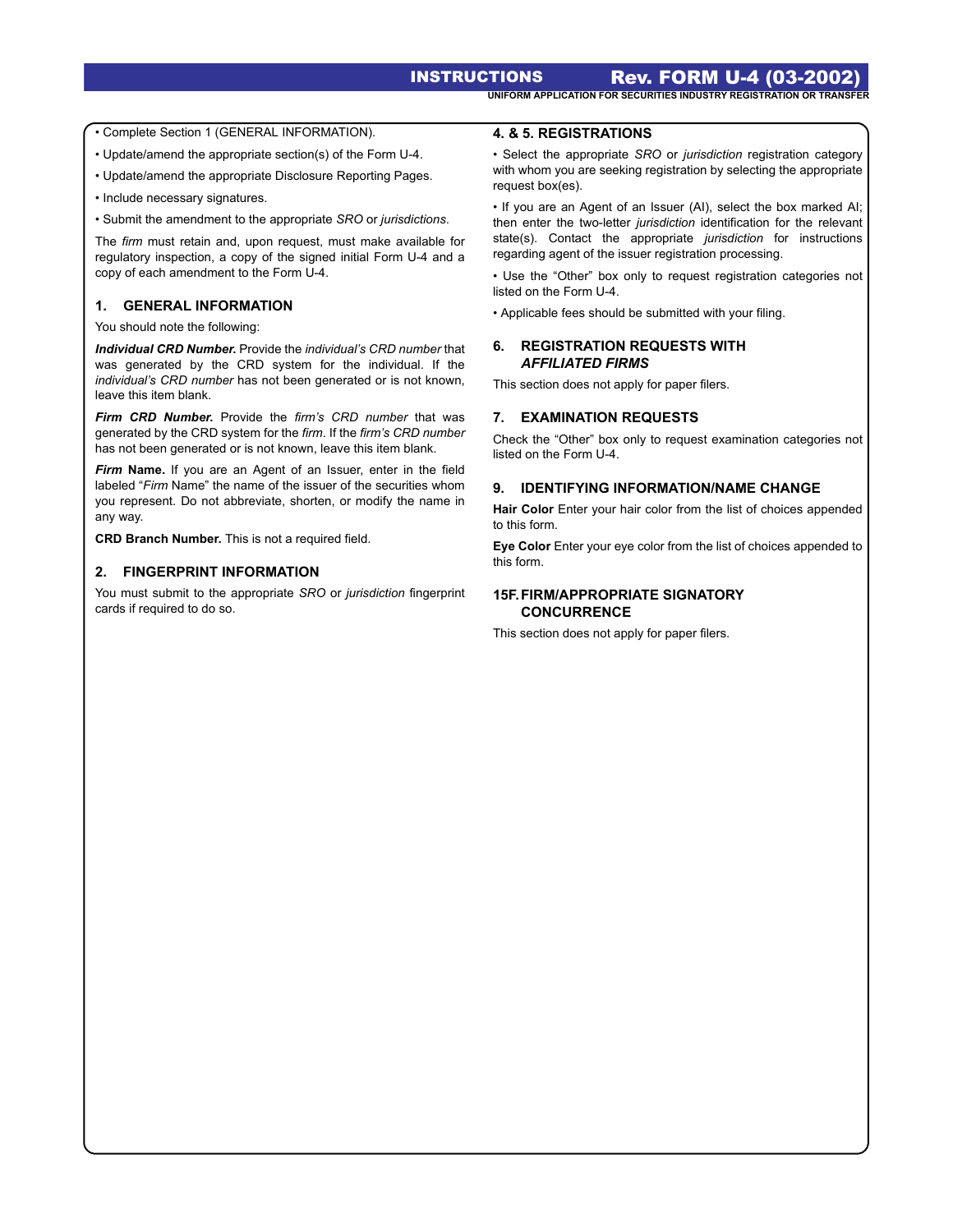- Complete Section 1 (GENERAL INFORMATION).
- Update/amend the appropriate section(s) of the Form U-4.
- Update/amend the appropriate Disclosure Reporting Pages.
- Include necessary signatures.
- Submit the amendment to the appropriate *SRO* or *jurisdictions*.

The *firm* must retain and, upon request, must make available for regulatory inspection, a copy of the signed initial Form U-4 and a copy of each amendment to the Form U-4.

### 1. GENERAL INFORMATION

You should note the following:

***Individual CRD Number.*** Provide the *individual's CRD number* that was generated by the CRD system for the individual. If the *individual's CRD number* has not been generated or is not known, leave this item blank.

***Firm CRD Number.*** Provide the *firm's CRD number* that was generated by the CRD system for the *firm*. If the *firm's CRD number* has not been generated or is not known, leave this item blank.

***Firm* Name.** If you are an Agent of an Issuer, enter in the field labeled "*Firm* Name" the name of the issuer of the securities whom you represent. Do not abbreviate, shorten, or modify the name in any way.

**CRD Branch Number.** This is not a required field.

### 2. FINGERPRINT INFORMATION

You must submit to the appropriate *SRO* or *jurisdiction* fingerprint cards if required to do so.

### 4. & 5. REGISTRATIONS

- Select the appropriate *SRO* or *jurisdiction* registration category with whom you are seeking registration by selecting the appropriate request box(es).
- If you are an Agent of an Issuer (AI), select the box marked AI; then enter the two-letter *jurisdiction* identification for the relevant state(s). Contact the appropriate *jurisdiction* for instructions regarding agent of the issuer registration processing.
- Use the "Other" box only to request registration categories not listed on the Form U-4.
- Applicable fees should be submitted with your filing.

### 6. REGISTRATION REQUESTS WITH *AFFILIATED FIRMS*

This section does not apply for paper filers.

### 7. EXAMINATION REQUESTS

Check the "Other" box only to request examination categories not listed on the Form U-4.

### 9. IDENTIFYING INFORMATION/NAME CHANGE

**Hair Color** Enter your hair color from the list of choices appended to this form.

**Eye Color** Enter your eye color from the list of choices appended to this form.

### 15F. FIRM/APPROPRIATE SIGNATORY CONCURRENCE

This section does not apply for paper filers.